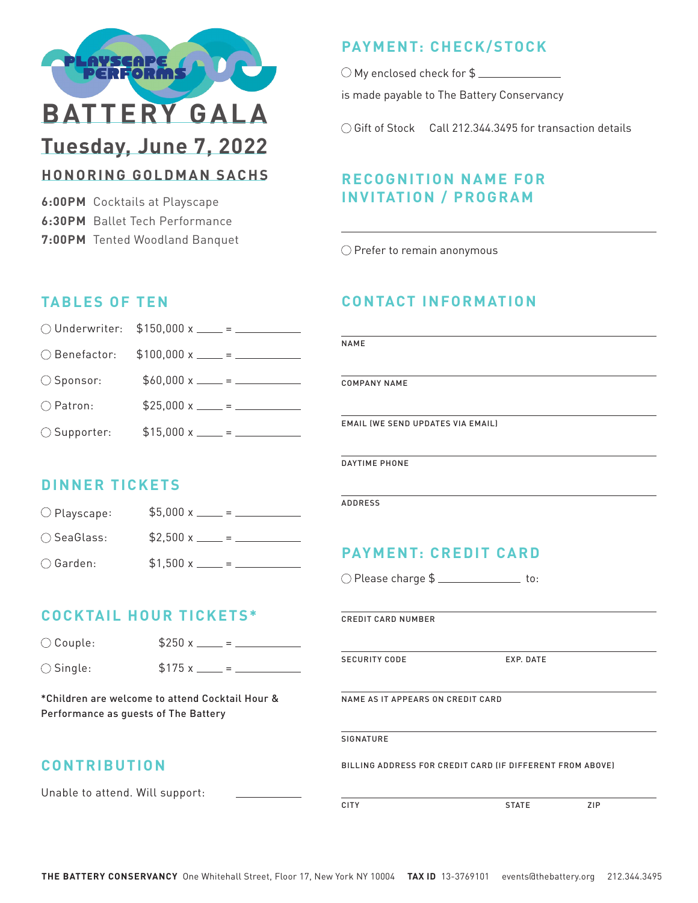PLAYSCAPE PERFORMS

# BATTERY GALA

## Tuesday, June 7, 2022

### HONORING GOLDMAN SACHS

**6:00PM** Cocktails at Playscape
**6:30PM** Ballet Tech Performance
**7:00PM** Tented Woodland Banquet

## TABLES OF TEN

◯ Underwriter: $150,000 x ____ = __________

◯ Benefactor: $100,000 x ____ = __________

◯ Sponsor: $60,000 x ____ = __________

◯ Patron: $25,000 x ____ = __________

◯ Supporter: $15,000 x ____ = __________

## DINNER TICKETS

◯ Playscape: $5,000 x ____ = __________

◯ SeaGlass: $2,500 x ____ = __________

◯ Garden: $1,500 x ____ = __________

## COCKTAIL HOUR TICKETS*

◯ Couple: $250 x ____ = __________

◯ Single: $175 x ____ = __________

*Children are welcome to attend Cocktail Hour & Performance as guests of The Battery

## CONTRIBUTION

Unable to attend. Will support: __________

## PAYMENT: CHECK/STOCK

◯ My enclosed check for $ __________

is made payable to The Battery Conservancy

◯ Gift of Stock Call 212.344.3495 for transaction details

## RECOGNITION NAME FOR INVITATION / PROGRAM

__________________________________________

◯ Prefer to remain anonymous

## CONTACT INFORMATION

__________________________________________
NAME

__________________________________________
COMPANY NAME

__________________________________________
EMAIL (WE SEND UPDATES VIA EMAIL)

__________________________________________
DAYTIME PHONE

__________________________________________
ADDRESS

## PAYMENT: CREDIT CARD

◯ Please charge $ __________ to:

__________________________________________
CREDIT CARD NUMBER

__________________________________________
SECURITY CODE EXP. DATE

__________________________________________
NAME AS IT APPEARS ON CREDIT CARD

__________________________________________
SIGNATURE

BILLING ADDRESS FOR CREDIT CARD (IF DIFFERENT FROM ABOVE)

__________________________________________
CITY STATE ZIP

**THE BATTERY CONSERVANCY** One Whitehall Street, Floor 17, New York NY 10004 **TAX ID** 13-3769101 events@thebattery.org 212.344.3495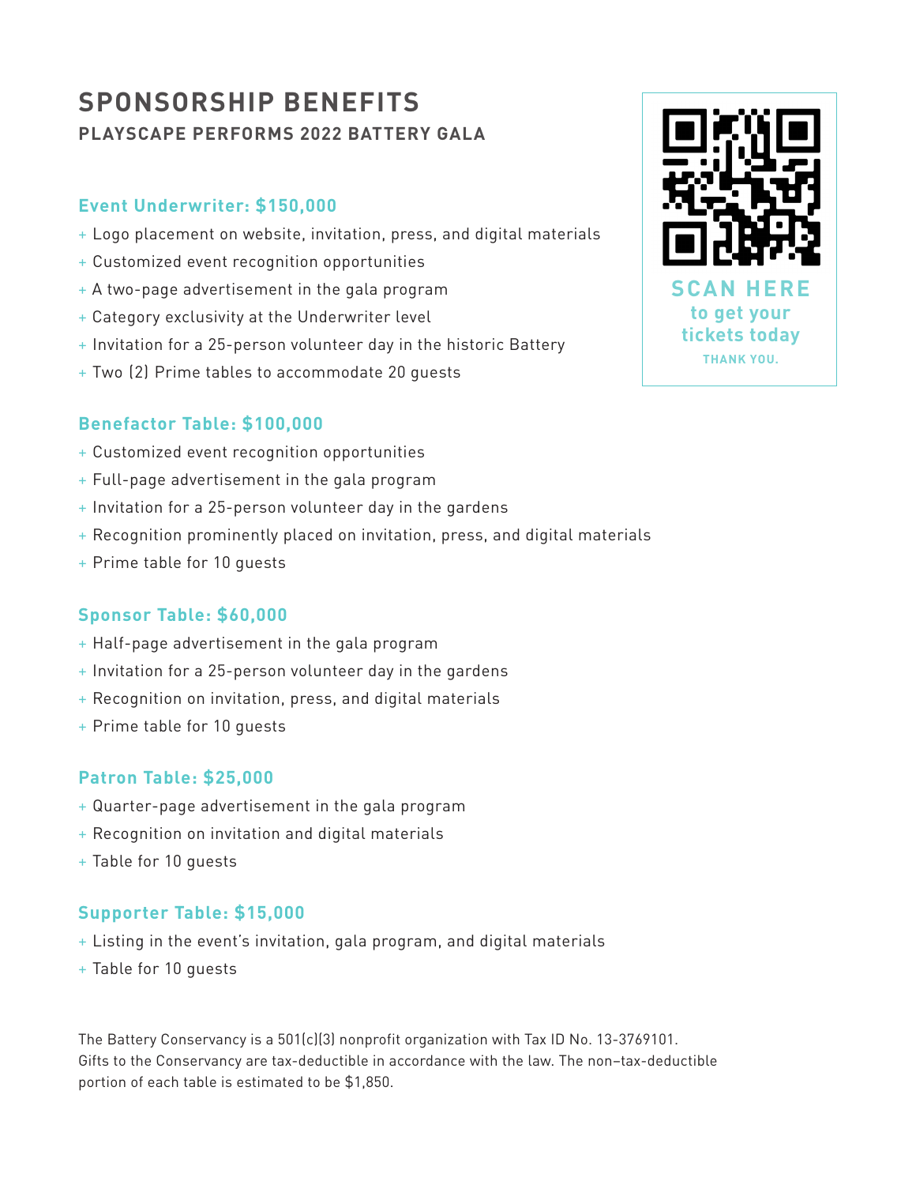# SPONSORSHIP BENEFITS

## PLAYSCAPE PERFORMS 2022 BATTERY GALA

### Event Underwriter: $150,000

+ Logo placement on website, invitation, press, and digital materials
+ Customized event recognition opportunities
+ A two-page advertisement in the gala program
+ Category exclusivity at the Underwriter level
+ Invitation for a 25-person volunteer day in the historic Battery
+ Two (2) Prime tables to accommodate 20 guests

### Benefactor Table: $100,000

+ Customized event recognition opportunities
+ Full-page advertisement in the gala program
+ Invitation for a 25-person volunteer day in the gardens
+ Recognition prominently placed on invitation, press, and digital materials
+ Prime table for 10 guests

### Sponsor Table: $60,000

+ Half-page advertisement in the gala program
+ Invitation for a 25-person volunteer day in the gardens
+ Recognition on invitation, press, and digital materials
+ Prime table for 10 guests

### Patron Table: $25,000

+ Quarter-page advertisement in the gala program
+ Recognition on invitation and digital materials
+ Table for 10 guests

### Supporter Table: $15,000

+ Listing in the event's invitation, gala program, and digital materials
+ Table for 10 guests

**SCAN HERE**
**to get your tickets today**
THANK YOU.

The Battery Conservancy is a 501(c)(3) nonprofit organization with Tax ID No. 13-3769101. Gifts to the Conservancy are tax-deductible in accordance with the law. The non–tax-deductible portion of each table is estimated to be $1,850.